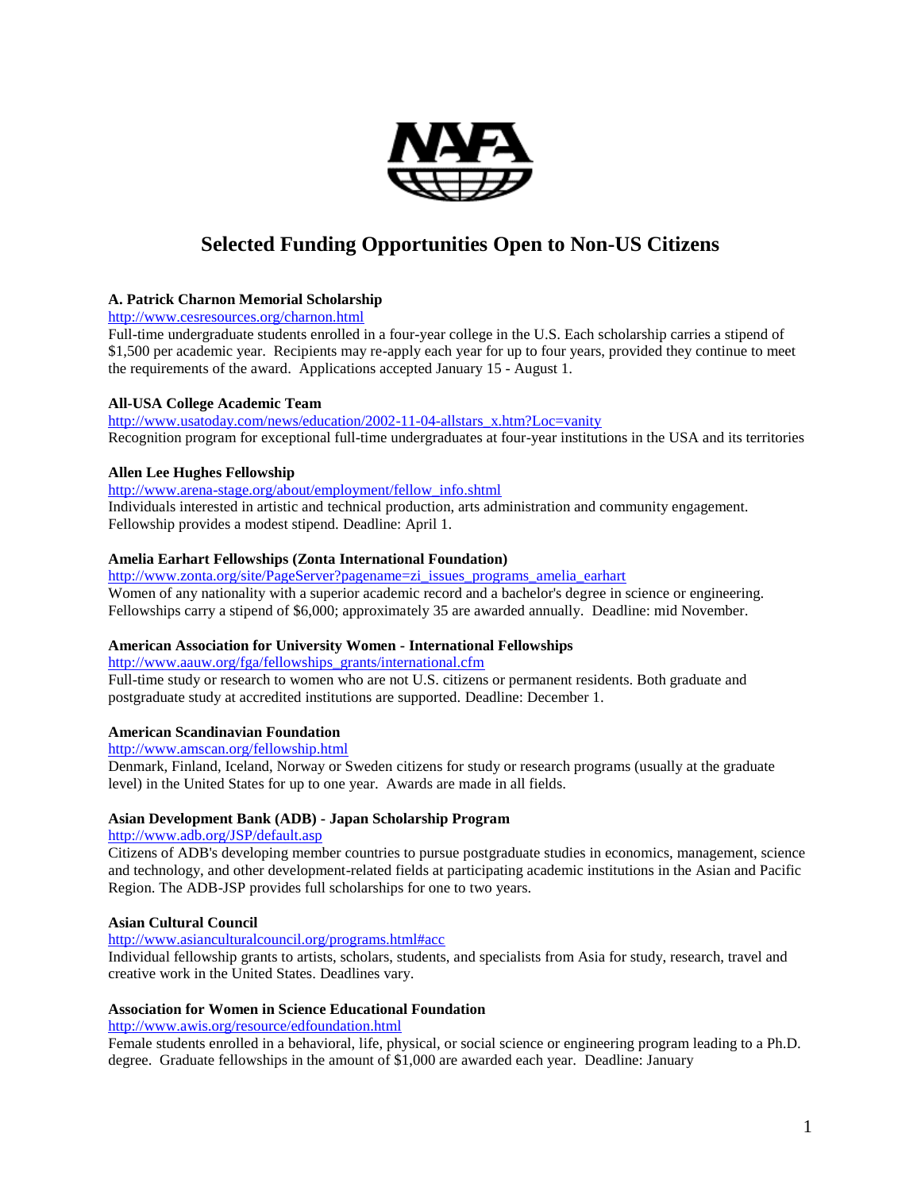# Selected Funding Opportunities Open to Non-US Citizens

**A. Patrick Charnon Memorial Scholarship**
http://www.cesresources.org/charnon.html
Full-time undergraduate students enrolled in a four-year college in the U.S. Each scholarship carries a stipend of $1,500 per academic year. Recipients may re-apply each year for up to four years, provided they continue to meet the requirements of the award. Applications accepted January 15 - August 1.

**All-USA College Academic Team**
http://www.usatoday.com/news/education/2002-11-04-allstars_x.htm?Loc=vanity
Recognition program for exceptional full-time undergraduates at four-year institutions in the USA and its territories

**Allen Lee Hughes Fellowship**
http://www.arena-stage.org/about/employment/fellow_info.shtml
Individuals interested in artistic and technical production, arts administration and community engagement. Fellowship provides a modest stipend. Deadline: April 1.

**Amelia Earhart Fellowships (Zonta International Foundation)**
http://www.zonta.org/site/PageServer?pagename=zi_issues_programs_amelia_earhart
Women of any nationality with a superior academic record and a bachelor's degree in science or engineering. Fellowships carry a stipend of $6,000; approximately 35 are awarded annually. Deadline: mid November.

**American Association for University Women - International Fellowships**
http://www.aauw.org/fga/fellowships_grants/international.cfm
Full-time study or research to women who are not U.S. citizens or permanent residents. Both graduate and postgraduate study at accredited institutions are supported. Deadline: December 1.

**American Scandinavian Foundation**
http://www.amscan.org/fellowship.html
Denmark, Finland, Iceland, Norway or Sweden citizens for study or research programs (usually at the graduate level) in the United States for up to one year. Awards are made in all fields.

**Asian Development Bank (ADB) - Japan Scholarship Program**
http://www.adb.org/JSP/default.asp
Citizens of ADB's developing member countries to pursue postgraduate studies in economics, management, science and technology, and other development-related fields at participating academic institutions in the Asian and Pacific Region. The ADB-JSP provides full scholarships for one to two years.

**Asian Cultural Council**
http://www.asianculturalcouncil.org/programs.html#acc
Individual fellowship grants to artists, scholars, students, and specialists from Asia for study, research, travel and creative work in the United States. Deadlines vary.

**Association for Women in Science Educational Foundation**
http://www.awis.org/resource/edfoundation.html
Female students enrolled in a behavioral, life, physical, or social science or engineering program leading to a Ph.D. degree. Graduate fellowships in the amount of $1,000 are awarded each year. Deadline: January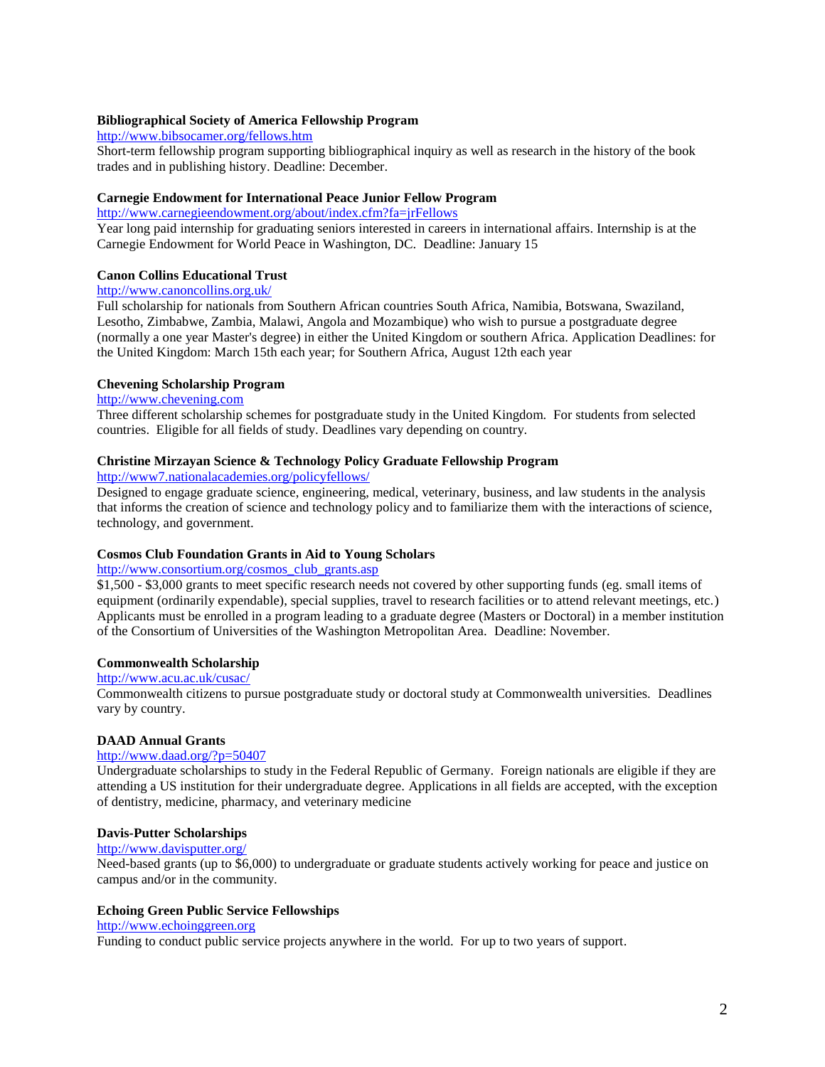**Bibliographical Society of America Fellowship Program**

http://www.bibsocamer.org/fellows.htm

Short-term fellowship program supporting bibliographical inquiry as well as research in the history of the book trades and in publishing history. Deadline: December.

**Carnegie Endowment for International Peace Junior Fellow Program**

http://www.carnegieendowment.org/about/index.cfm?fa=jrFellows

Year long paid internship for graduating seniors interested in careers in international affairs. Internship is at the Carnegie Endowment for World Peace in Washington, DC. Deadline: January 15

**Canon Collins Educational Trust**

http://www.canoncollins.org.uk/

Full scholarship for nationals from Southern African countries South Africa, Namibia, Botswana, Swaziland, Lesotho, Zimbabwe, Zambia, Malawi, Angola and Mozambique) who wish to pursue a postgraduate degree (normally a one year Master's degree) in either the United Kingdom or southern Africa. Application Deadlines: for the United Kingdom: March 15th each year; for Southern Africa, August 12th each year

**Chevening Scholarship Program**

http://www.chevening.com

Three different scholarship schemes for postgraduate study in the United Kingdom. For students from selected countries. Eligible for all fields of study. Deadlines vary depending on country.

**Christine Mirzayan Science & Technology Policy Graduate Fellowship Program**

http://www7.nationalacademies.org/policyfellows/

Designed to engage graduate science, engineering, medical, veterinary, business, and law students in the analysis that informs the creation of science and technology policy and to familiarize them with the interactions of science, technology, and government.

**Cosmos Club Foundation Grants in Aid to Young Scholars**

http://www.consortium.org/cosmos_club_grants.asp

$1,500 - $3,000 grants to meet specific research needs not covered by other supporting funds (eg. small items of equipment (ordinarily expendable), special supplies, travel to research facilities or to attend relevant meetings, etc.) Applicants must be enrolled in a program leading to a graduate degree (Masters or Doctoral) in a member institution of the Consortium of Universities of the Washington Metropolitan Area. Deadline: November.

**Commonwealth Scholarship**

http://www.acu.ac.uk/cusac/

Commonwealth citizens to pursue postgraduate study or doctoral study at Commonwealth universities. Deadlines vary by country.

**DAAD Annual Grants**

http://www.daad.org/?p=50407

Undergraduate scholarships to study in the Federal Republic of Germany. Foreign nationals are eligible if they are attending a US institution for their undergraduate degree. Applications in all fields are accepted, with the exception of dentistry, medicine, pharmacy, and veterinary medicine

**Davis-Putter Scholarships**

http://www.davisputter.org/

Need-based grants (up to $6,000) to undergraduate or graduate students actively working for peace and justice on campus and/or in the community.

**Echoing Green Public Service Fellowships**

http://www.echoinggreen.org

Funding to conduct public service projects anywhere in the world. For up to two years of support.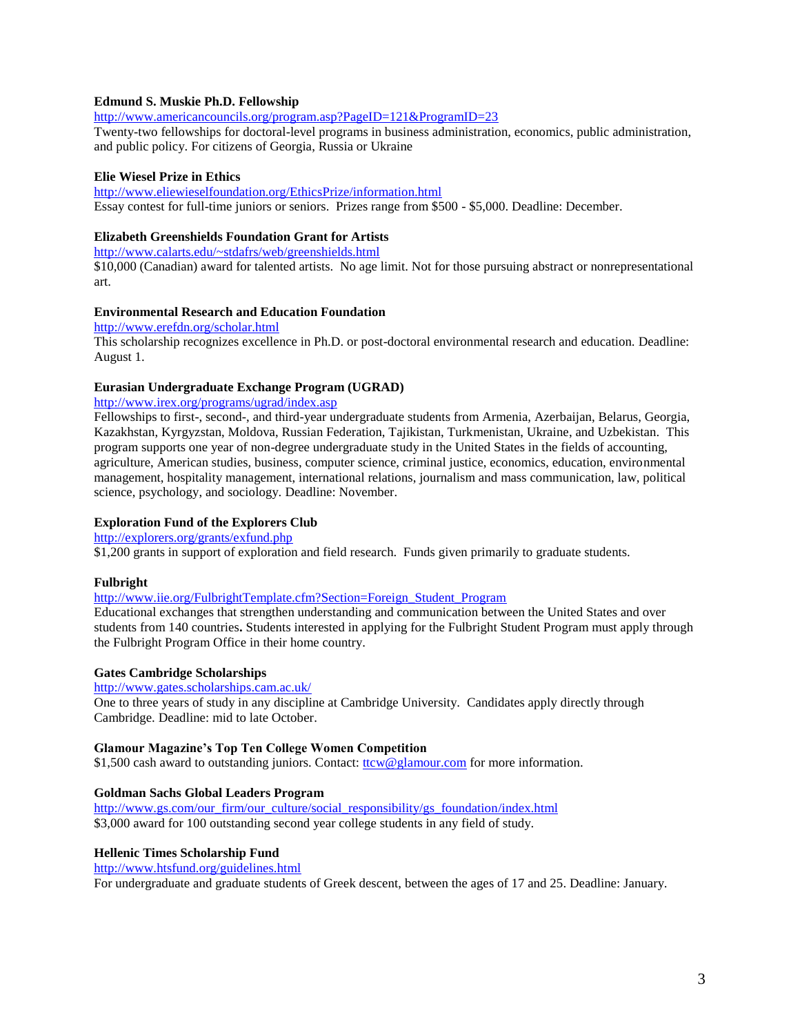**Edmund S. Muskie Ph.D. Fellowship**

http://www.americancouncils.org/program.asp?PageID=121&ProgramID=23

Twenty-two fellowships for doctoral-level programs in business administration, economics, public administration, and public policy. For citizens of Georgia, Russia or Ukraine

**Elie Wiesel Prize in Ethics**

http://www.eliewieselfoundation.org/EthicsPrize/information.html

Essay contest for full-time juniors or seniors. Prizes range from $500 - $5,000. Deadline: December.

**Elizabeth Greenshields Foundation Grant for Artists**

http://www.calarts.edu/~stdafrs/web/greenshields.html

$10,000 (Canadian) award for talented artists. No age limit. Not for those pursuing abstract or nonrepresentational art.

**Environmental Research and Education Foundation**

http://www.erefdn.org/scholar.html

This scholarship recognizes excellence in Ph.D. or post-doctoral environmental research and education. Deadline: August 1.

**Eurasian Undergraduate Exchange Program (UGRAD)**

http://www.irex.org/programs/ugrad/index.asp

Fellowships to first-, second-, and third-year undergraduate students from Armenia, Azerbaijan, Belarus, Georgia, Kazakhstan, Kyrgyzstan, Moldova, Russian Federation, Tajikistan, Turkmenistan, Ukraine, and Uzbekistan. This program supports one year of non-degree undergraduate study in the United States in the fields of accounting, agriculture, American studies, business, computer science, criminal justice, economics, education, environmental management, hospitality management, international relations, journalism and mass communication, law, political science, psychology, and sociology. Deadline: November.

**Exploration Fund of the Explorers Club**

http://explorers.org/grants/exfund.php

$1,200 grants in support of exploration and field research. Funds given primarily to graduate students.

**Fulbright**

http://www.iie.org/FulbrightTemplate.cfm?Section=Foreign_Student_Program

Educational exchanges that strengthen understanding and communication between the United States and over students from 140 countries**.** Students interested in applying for the Fulbright Student Program must apply through the Fulbright Program Office in their home country.

**Gates Cambridge Scholarships**

http://www.gates.scholarships.cam.ac.uk/

One to three years of study in any discipline at Cambridge University. Candidates apply directly through Cambridge. Deadline: mid to late October.

**Glamour Magazine's Top Ten College Women Competition**

$1,500 cash award to outstanding juniors. Contact: ttcw@glamour.com for more information.

**Goldman Sachs Global Leaders Program**

http://www.gs.com/our_firm/our_culture/social_responsibility/gs_foundation/index.html

$3,000 award for 100 outstanding second year college students in any field of study.

**Hellenic Times Scholarship Fund**

http://www.htsfund.org/guidelines.html

For undergraduate and graduate students of Greek descent, between the ages of 17 and 25. Deadline: January.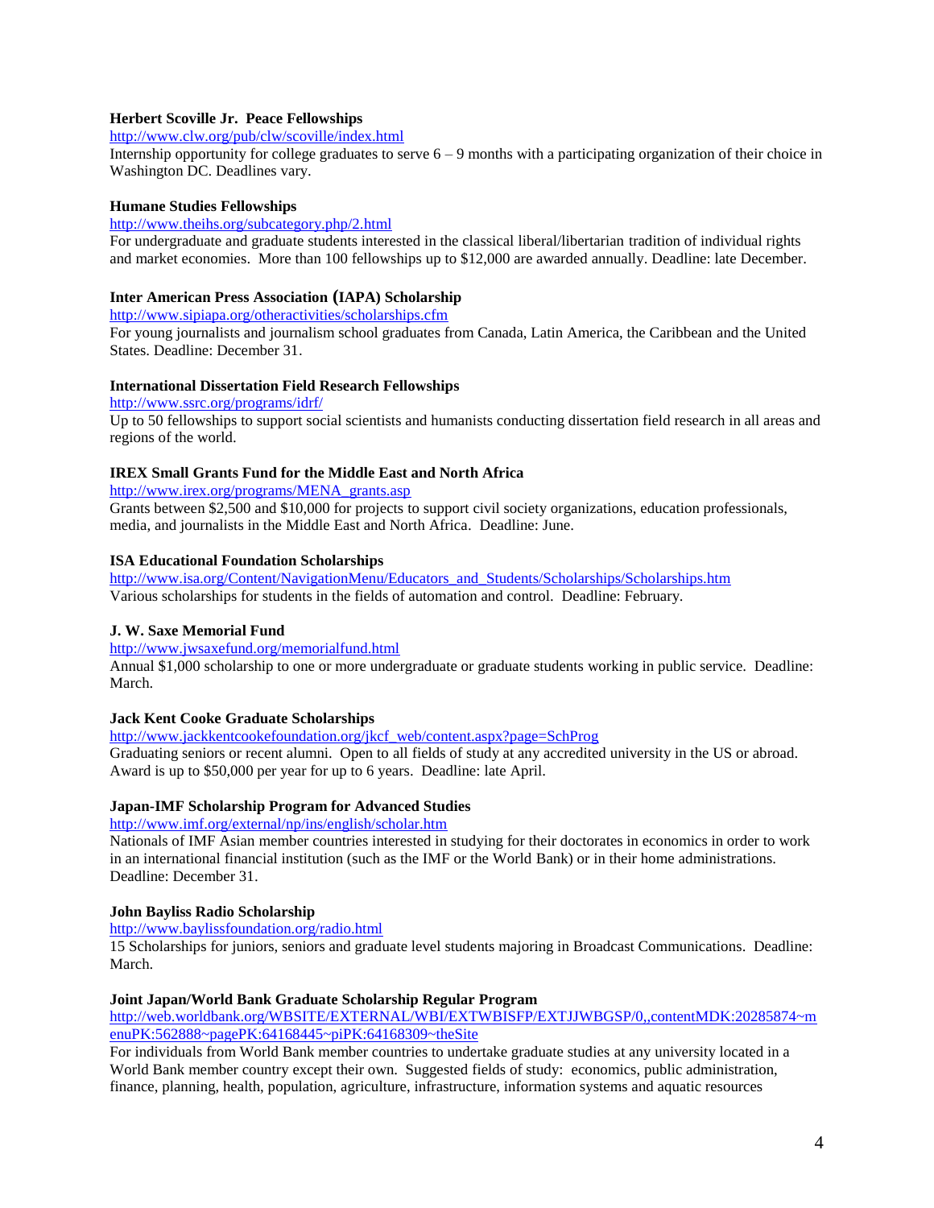**Herbert Scoville Jr. Peace Fellowships**
http://www.clw.org/pub/clw/scoville/index.html
Internship opportunity for college graduates to serve 6 – 9 months with a participating organization of their choice in Washington DC. Deadlines vary.

**Humane Studies Fellowships**
http://www.theihs.org/subcategory.php/2.html
For undergraduate and graduate students interested in the classical liberal/libertarian tradition of individual rights and market economies. More than 100 fellowships up to $12,000 are awarded annually. Deadline: late December.

**Inter American Press Association (IAPA) Scholarship**
http://www.sipiapa.org/otheractivities/scholarships.cfm
For young journalists and journalism school graduates from Canada, Latin America, the Caribbean and the United States. Deadline: December 31.

**International Dissertation Field Research Fellowships**
http://www.ssrc.org/programs/idrf/
Up to 50 fellowships to support social scientists and humanists conducting dissertation field research in all areas and regions of the world.

**IREX Small Grants Fund for the Middle East and North Africa**
http://www.irex.org/programs/MENA_grants.asp
Grants between $2,500 and $10,000 for projects to support civil society organizations, education professionals, media, and journalists in the Middle East and North Africa. Deadline: June.

**ISA Educational Foundation Scholarships**
http://www.isa.org/Content/NavigationMenu/Educators_and_Students/Scholarships/Scholarships.htm
Various scholarships for students in the fields of automation and control. Deadline: February.

**J. W. Saxe Memorial Fund**
http://www.jwsaxefund.org/memorialfund.html
Annual $1,000 scholarship to one or more undergraduate or graduate students working in public service. Deadline: March.

**Jack Kent Cooke Graduate Scholarships**
http://www.jackkentcookefoundation.org/jkcf_web/content.aspx?page=SchProg
Graduating seniors or recent alumni. Open to all fields of study at any accredited university in the US or abroad. Award is up to $50,000 per year for up to 6 years. Deadline: late April.

**Japan-IMF Scholarship Program for Advanced Studies**
http://www.imf.org/external/np/ins/english/scholar.htm
Nationals of IMF Asian member countries interested in studying for their doctorates in economics in order to work in an international financial institution (such as the IMF or the World Bank) or in their home administrations. Deadline: December 31.

**John Bayliss Radio Scholarship**
http://www.baylissfoundation.org/radio.html
15 Scholarships for juniors, seniors and graduate level students majoring in Broadcast Communications. Deadline: March.

**Joint Japan/World Bank Graduate Scholarship Regular Program**
http://web.worldbank.org/WBSITE/EXTERNAL/WBI/EXTWBISFP/EXTJJWBGSP/0,,contentMDK:20285874~menuPK:562888~pagePK:64168445~piPK:64168309~theSite
For individuals from World Bank member countries to undertake graduate studies at any university located in a World Bank member country except their own. Suggested fields of study: economics, public administration, finance, planning, health, population, agriculture, infrastructure, information systems and aquatic resources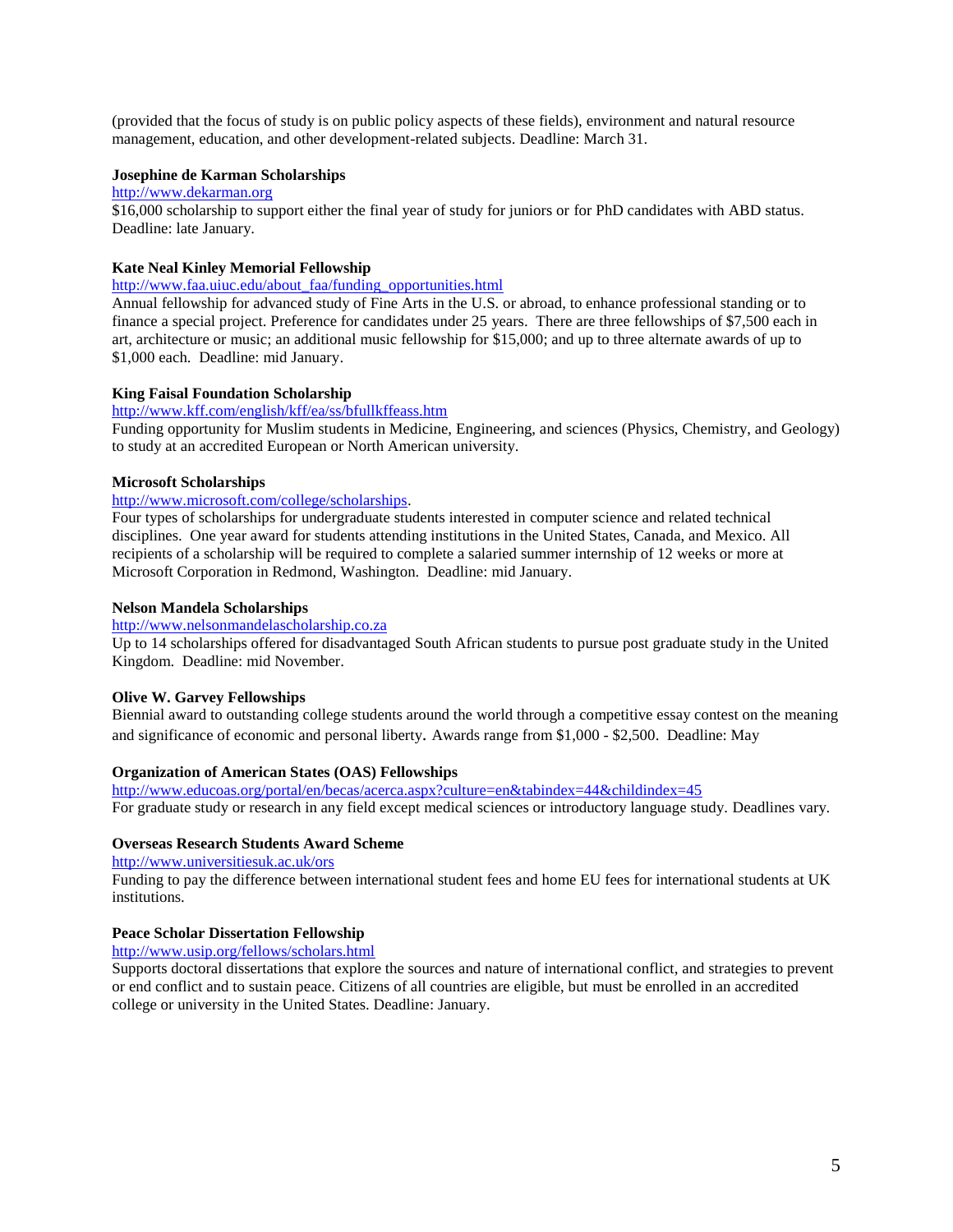(provided that the focus of study is on public policy aspects of these fields), environment and natural resource management, education, and other development-related subjects. Deadline: March 31.

**Josephine de Karman Scholarships**

http://www.dekarman.org

$16,000 scholarship to support either the final year of study for juniors or for PhD candidates with ABD status. Deadline: late January.

**Kate Neal Kinley Memorial Fellowship**

http://www.faa.uiuc.edu/about_faa/funding_opportunities.html

Annual fellowship for advanced study of Fine Arts in the U.S. or abroad, to enhance professional standing or to finance a special project. Preference for candidates under 25 years. There are three fellowships of $7,500 each in art, architecture or music; an additional music fellowship for $15,000; and up to three alternate awards of up to $1,000 each. Deadline: mid January.

**King Faisal Foundation Scholarship**

http://www.kff.com/english/kff/ea/ss/bfullkffeass.htm

Funding opportunity for Muslim students in Medicine, Engineering, and sciences (Physics, Chemistry, and Geology) to study at an accredited European or North American university.

**Microsoft Scholarships**

http://www.microsoft.com/college/scholarships.

Four types of scholarships for undergraduate students interested in computer science and related technical disciplines. One year award for students attending institutions in the United States, Canada, and Mexico. All recipients of a scholarship will be required to complete a salaried summer internship of 12 weeks or more at Microsoft Corporation in Redmond, Washington. Deadline: mid January.

**Nelson Mandela Scholarships**

http://www.nelsonmandelascholarship.co.za

Up to 14 scholarships offered for disadvantaged South African students to pursue post graduate study in the United Kingdom. Deadline: mid November.

**Olive W. Garvey Fellowships**

Biennial award to outstanding college students around the world through a competitive essay contest on the meaning and significance of economic and personal liberty. Awards range from $1,000 - $2,500. Deadline: May

**Organization of American States (OAS) Fellowships**

http://www.educoas.org/portal/en/becas/acerca.aspx?culture=en&tabindex=44&childindex=45

For graduate study or research in any field except medical sciences or introductory language study. Deadlines vary.

**Overseas Research Students Award Scheme**

http://www.universitiesuk.ac.uk/ors

Funding to pay the difference between international student fees and home EU fees for international students at UK institutions.

**Peace Scholar Dissertation Fellowship**

http://www.usip.org/fellows/scholars.html

Supports doctoral dissertations that explore the sources and nature of international conflict, and strategies to prevent or end conflict and to sustain peace. Citizens of all countries are eligible, but must be enrolled in an accredited college or university in the United States. Deadline: January.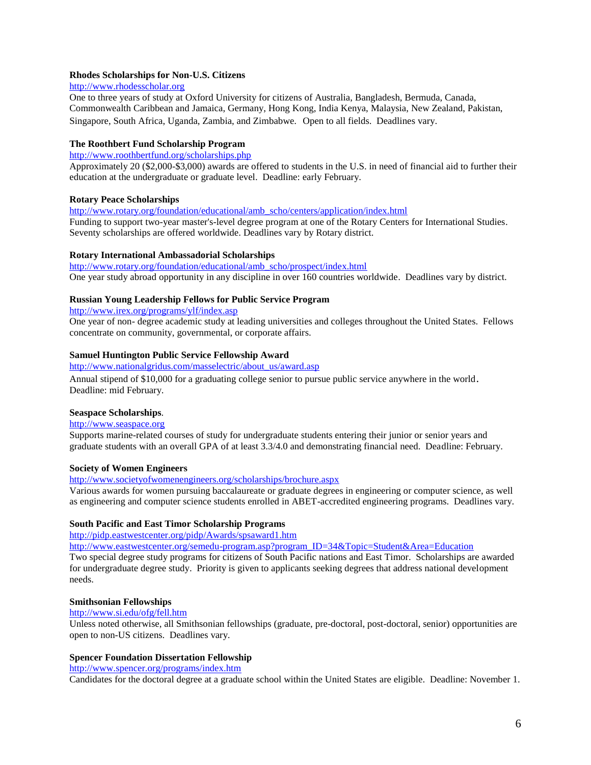**Rhodes Scholarships for Non-U.S. Citizens**

http://www.rhodesscholar.org

One to three years of study at Oxford University for citizens of Australia, Bangladesh, Bermuda, Canada, Commonwealth Caribbean and Jamaica, Germany, Hong Kong, India Kenya, Malaysia, New Zealand, Pakistan, Singapore, South Africa, Uganda, Zambia, and Zimbabwe. Open to all fields. Deadlines vary.

**The Roothbert Fund Scholarship Program**

http://www.roothbertfund.org/scholarships.php

Approximately 20 ($2,000-$3,000) awards are offered to students in the U.S. in need of financial aid to further their education at the undergraduate or graduate level. Deadline: early February.

**Rotary Peace Scholarships**

http://www.rotary.org/foundation/educational/amb_scho/centers/application/index.html

Funding to support two-year master's-level degree program at one of the Rotary Centers for International Studies. Seventy scholarships are offered worldwide. Deadlines vary by Rotary district.

**Rotary International Ambassadorial Scholarships**

http://www.rotary.org/foundation/educational/amb_scho/prospect/index.html

One year study abroad opportunity in any discipline in over 160 countries worldwide. Deadlines vary by district.

**Russian Young Leadership Fellows for Public Service Program**

http://www.irex.org/programs/ylf/index.asp

One year of non- degree academic study at leading universities and colleges throughout the United States. Fellows concentrate on community, governmental, or corporate affairs.

**Samuel Huntington Public Service Fellowship Award**

http://www.nationalgridus.com/masselectric/about_us/award.asp

Annual stipend of $10,000 for a graduating college senior to pursue public service anywhere in the world. Deadline: mid February.

**Seaspace Scholarships**.

http://www.seaspace.org

Supports marine-related courses of study for undergraduate students entering their junior or senior years and graduate students with an overall GPA of at least 3.3/4.0 and demonstrating financial need. Deadline: February.

**Society of Women Engineers**

http://www.societyofwomenengineers.org/scholarships/brochure.aspx

Various awards for women pursuing baccalaureate or graduate degrees in engineering or computer science, as well as engineering and computer science students enrolled in ABET-accredited engineering programs. Deadlines vary.

**South Pacific and East Timor Scholarship Programs**

http://pidp.eastwestcenter.org/pidp/Awards/spsaward1.htm

http://www.eastwestcenter.org/semedu-program.asp?program_ID=34&Topic=Student&Area=Education

Two special degree study programs for citizens of South Pacific nations and East Timor. Scholarships are awarded for undergraduate degree study. Priority is given to applicants seeking degrees that address national development needs.

**Smithsonian Fellowships**

http://www.si.edu/ofg/fell.htm

Unless noted otherwise, all Smithsonian fellowships (graduate, pre-doctoral, post-doctoral, senior) opportunities are open to non-US citizens. Deadlines vary.

**Spencer Foundation Dissertation Fellowship**

http://www.spencer.org/programs/index.htm

Candidates for the doctoral degree at a graduate school within the United States are eligible. Deadline: November 1.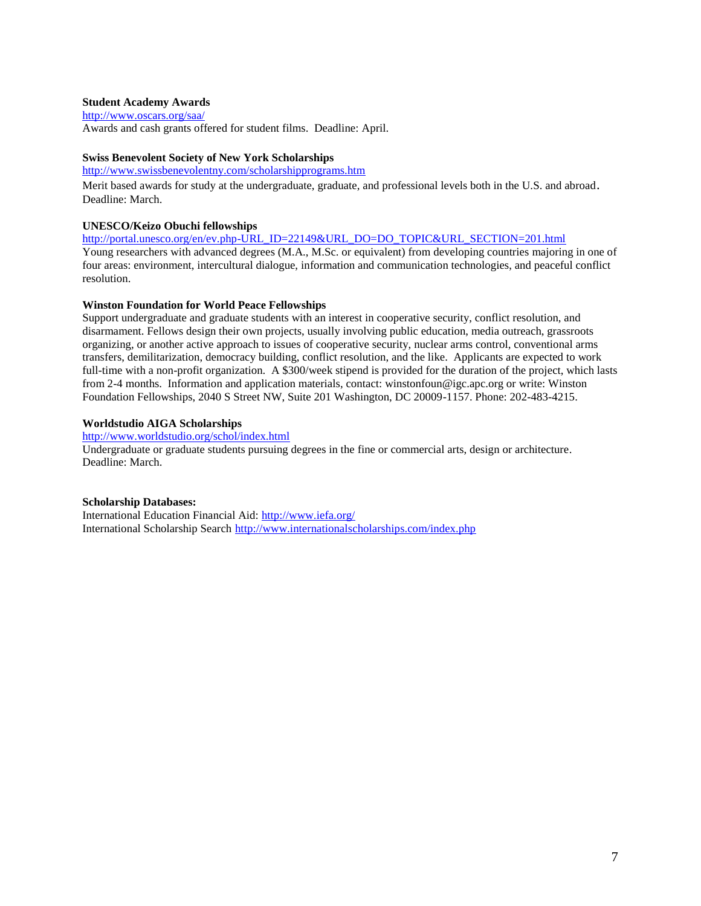**Student Academy Awards**
http://www.oscars.org/saa/
Awards and cash grants offered for student films. Deadline: April.

**Swiss Benevolent Society of New York Scholarships**
http://www.swissbenevolentny.com/scholarshipprograms.htm
Merit based awards for study at the undergraduate, graduate, and professional levels both in the U.S. and abroad. Deadline: March.

**UNESCO/Keizo Obuchi fellowships**
http://portal.unesco.org/en/ev.php-URL_ID=22149&URL_DO=DO_TOPIC&URL_SECTION=201.html
Young researchers with advanced degrees (M.A., M.Sc. or equivalent) from developing countries majoring in one of four areas: environment, intercultural dialogue, information and communication technologies, and peaceful conflict resolution.

**Winston Foundation for World Peace Fellowships**
Support undergraduate and graduate students with an interest in cooperative security, conflict resolution, and disarmament. Fellows design their own projects, usually involving public education, media outreach, grassroots organizing, or another active approach to issues of cooperative security, nuclear arms control, conventional arms transfers, demilitarization, democracy building, conflict resolution, and the like. Applicants are expected to work full-time with a non-profit organization. A $300/week stipend is provided for the duration of the project, which lasts from 2-4 months. Information and application materials, contact: winstonfoun@igc.apc.org or write: Winston Foundation Fellowships, 2040 S Street NW, Suite 201 Washington, DC 20009-1157. Phone: 202-483-4215.

**Worldstudio AIGA Scholarships**
http://www.worldstudio.org/schol/index.html
Undergraduate or graduate students pursuing degrees in the fine or commercial arts, design or architecture. Deadline: March.

**Scholarship Databases:**
International Education Financial Aid: http://www.iefa.org/
International Scholarship Search http://www.internationalscholarships.com/index.php